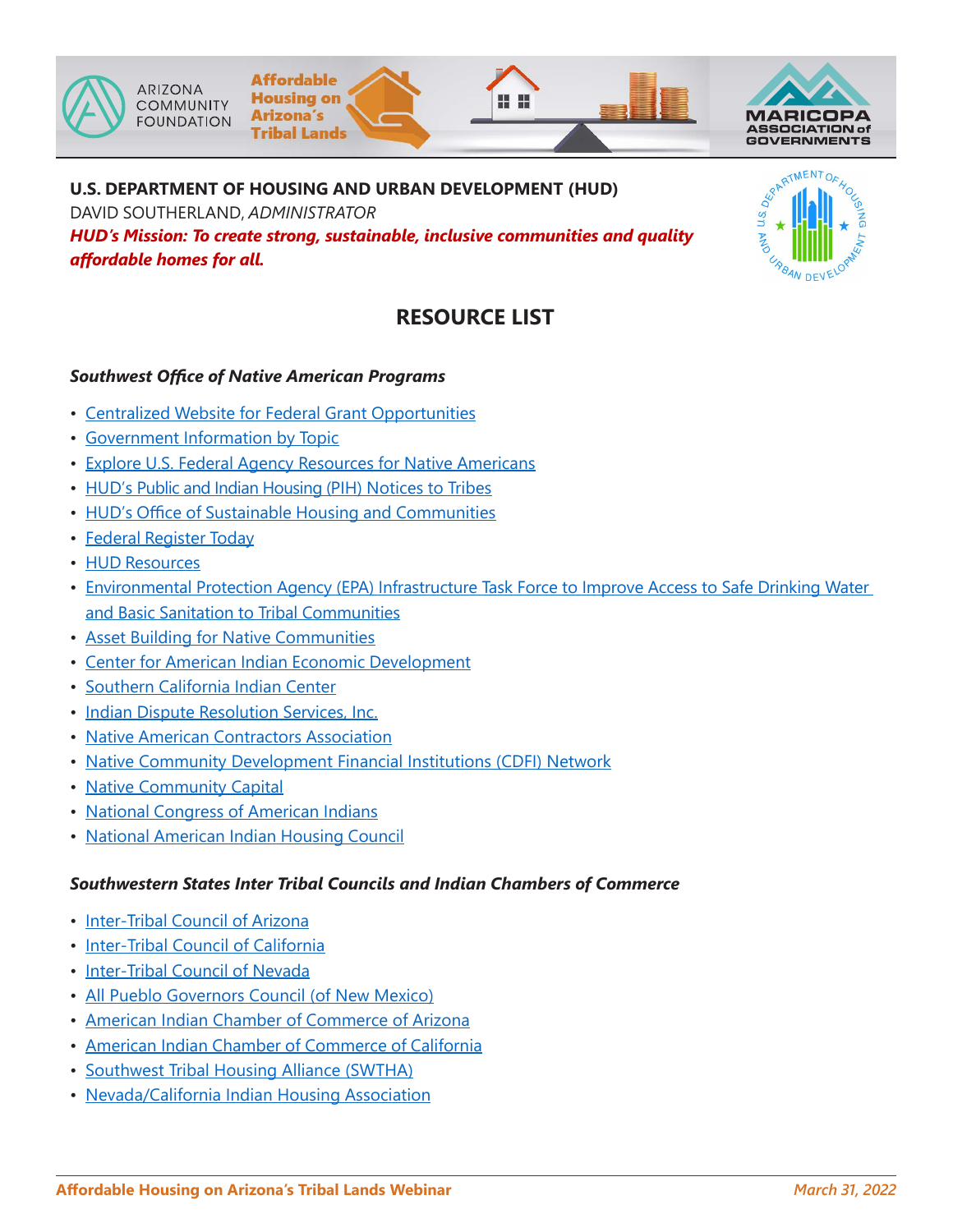ARIZONA COMMUNITY FOUNDATION

Affordable Housing on Arizona's Tribal Lands

MARICOPA ASSOCIATION of GOVERNMENTS

**U.S. DEPARTMENT OF HOUSING AND URBAN DEVELOPMENT (HUD)**
DAVID SOUTHERLAND, *ADMINISTRATOR*
***HUD's Mission: To create strong, sustainable, inclusive communities and quality affordable homes for all.***

## RESOURCE LIST

### *Southwest Office of Native American Programs*

- Centralized Website for Federal Grant Opportunities
- Government Information by Topic
- Explore U.S. Federal Agency Resources for Native Americans
- HUD's Public and Indian Housing (PIH) Notices to Tribes
- HUD's Office of Sustainable Housing and Communities
- Federal Register Today
- HUD Resources
- Environmental Protection Agency (EPA) Infrastructure Task Force to Improve Access to Safe Drinking Water and Basic Sanitation to Tribal Communities
- Asset Building for Native Communities
- Center for American Indian Economic Development
- Southern California Indian Center
- Indian Dispute Resolution Services, Inc.
- Native American Contractors Association
- Native Community Development Financial Institutions (CDFI) Network
- Native Community Capital
- National Congress of American Indians
- National American Indian Housing Council

### *Southwestern States Inter Tribal Councils and Indian Chambers of Commerce*

- Inter-Tribal Council of Arizona
- Inter-Tribal Council of California
- Inter-Tribal Council of Nevada
- All Pueblo Governors Council (of New Mexico)
- American Indian Chamber of Commerce of Arizona
- American Indian Chamber of Commerce of California
- Southwest Tribal Housing Alliance (SWTHA)
- Nevada/California Indian Housing Association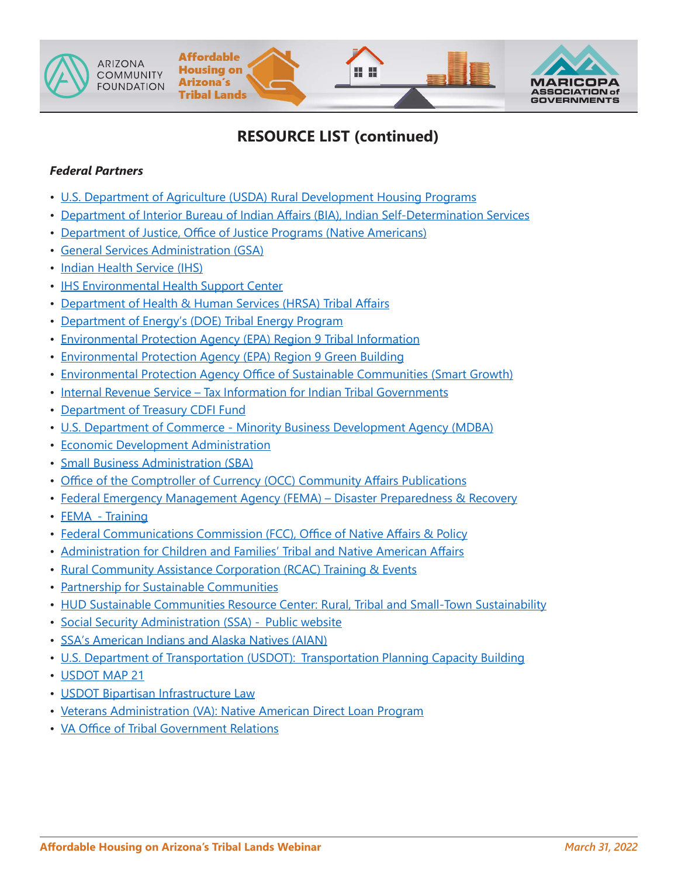## RESOURCE LIST (continued)

### *Federal Partners*

- U.S. Department of Agriculture (USDA) Rural Development Housing Programs
- Department of Interior Bureau of Indian Affairs (BIA), Indian Self-Determination Services
- Department of Justice, Office of Justice Programs (Native Americans)
- General Services Administration (GSA)
- Indian Health Service (IHS)
- IHS Environmental Health Support Center
- Department of Health & Human Services (HRSA) Tribal Affairs
- Department of Energy's (DOE) Tribal Energy Program
- Environmental Protection Agency (EPA) Region 9 Tribal Information
- Environmental Protection Agency (EPA) Region 9 Green Building
- Environmental Protection Agency Office of Sustainable Communities (Smart Growth)
- Internal Revenue Service – Tax Information for Indian Tribal Governments
- Department of Treasury CDFI Fund
- U.S. Department of Commerce - Minority Business Development Agency (MDBA)
- Economic Development Administration
- Small Business Administration (SBA)
- Office of the Comptroller of Currency (OCC) Community Affairs Publications
- Federal Emergency Management Agency (FEMA) – Disaster Preparedness & Recovery
- FEMA - Training
- Federal Communications Commission (FCC), Office of Native Affairs & Policy
- Administration for Children and Families' Tribal and Native American Affairs
- Rural Community Assistance Corporation (RCAC) Training & Events
- Partnership for Sustainable Communities
- HUD Sustainable Communities Resource Center: Rural, Tribal and Small-Town Sustainability
- Social Security Administration (SSA) - Public website
- SSA's American Indians and Alaska Natives (AIAN)
- U.S. Department of Transportation (USDOT): Transportation Planning Capacity Building
- USDOT MAP 21
- USDOT Bipartisan Infrastructure Law
- Veterans Administration (VA): Native American Direct Loan Program
- VA Office of Tribal Government Relations